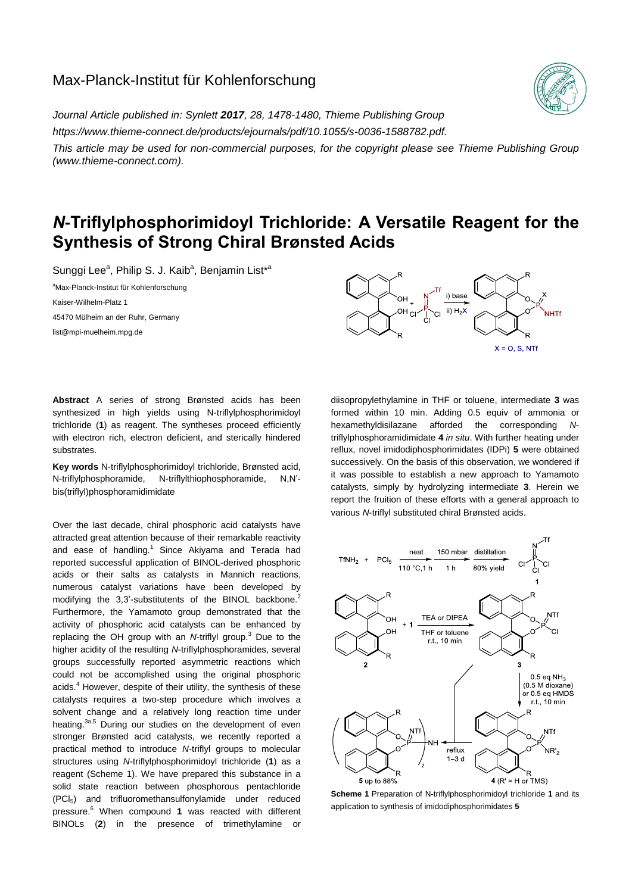Max-Planck-Institut für Kohlenforschung

*Journal Article published in: Synlett **2017**, 28, 1478-1480, Thieme Publishing Group*
*https://www.thieme-connect.de/products/ejournals/pdf/10.1055/s-0036-1588782.pdf.*
*This article may be used for non-commercial purposes, for the copyright please see Thieme Publishing Group (www.thieme-connect.com).*

# *N*-Triflylphosphorimidoyl Trichloride: A Versatile Reagent for the Synthesis of Strong Chiral Brønsted Acids

Sunggi Lee[a], Philip S. J. Kaib[a], Benjamin List*[a]

[a]Max-Planck-Institut für Kohlenforschung
Kaiser-Wilhelm-Platz 1
45470 Mülheim an der Ruhr, Germany
list@mpi-muelheim.mpg.de

**Abstract** A series of strong Brønsted acids has been synthesized in high yields using N-triflylphosphorimidoyl trichloride (**1**) as reagent. The syntheses proceed efficiently with electron rich, electron deficient, and sterically hindered substrates.

**Key words** N-triflylphosphorimidoyl trichloride, Brønsted acid, N-triflylphosphoramide, N-triflylthiophosphoramide, N,N'-bis(triflyl)phosphoramidimidate

Over the last decade, chiral phosphoric acid catalysts have attracted great attention because of their remarkable reactivity and ease of handling.[1] Since Akiyama and Terada had reported successful application of BINOL-derived phosphoric acids or their salts as catalysts in Mannich reactions, numerous catalyst variations have been developed by modifying the 3,3'-substitutents of the BINOL backbone.[2] Furthermore, the Yamamoto group demonstrated that the activity of phosphoric acid catalysts can be enhanced by replacing the OH group with an *N*-triflyl group.[3] Due to the higher acidity of the resulting *N*-triflylphosphoramides, several groups successfully reported asymmetric reactions which could not be accomplished using the original phosphoric acids.[4] However, despite of their utility, the synthesis of these catalysts requires a two-step procedure which involves a solvent change and a relatively long reaction time under heating.[3a,5] During our studies on the development of even stronger Brønsted acid catalysts, we recently reported a practical method to introduce *N*-triflyl groups to molecular structures using *N*-triflylphosphorimidoyl trichloride (**1**) as a reagent (Scheme 1). We have prepared this substance in a solid state reaction between phosphorous pentachloride ($PCl_5$) and trifluoromethansulfonylamide under reduced pressure.[6] When compound **1** was reacted with different BINOLs (**2**) in the presence of trimethylamine or diisopropylethylamine in THF or toluene, intermediate **3** was formed within 10 min. Adding 0.5 equiv of ammonia or hexamethyldisilazane afforded the corresponding *N*-triflylphosphoramidimidate **4** *in situ*. With further heating under reflux, novel imidodiphosphorimidates (IDPi) **5** were obtained successively. On the basis of this observation, we wondered if it was possible to establish a new approach to Yamamoto catalysts, simply by hydrolyzing intermediate **3**. Herein we report the fruition of these efforts with a general approach to various *N*-triflyl substituted chiral Brønsted acids.

**Scheme 1** Preparation of N-triflylphosphorimidoyl trichloride **1** and its application to synthesis of imidodiphosphorimidates **5**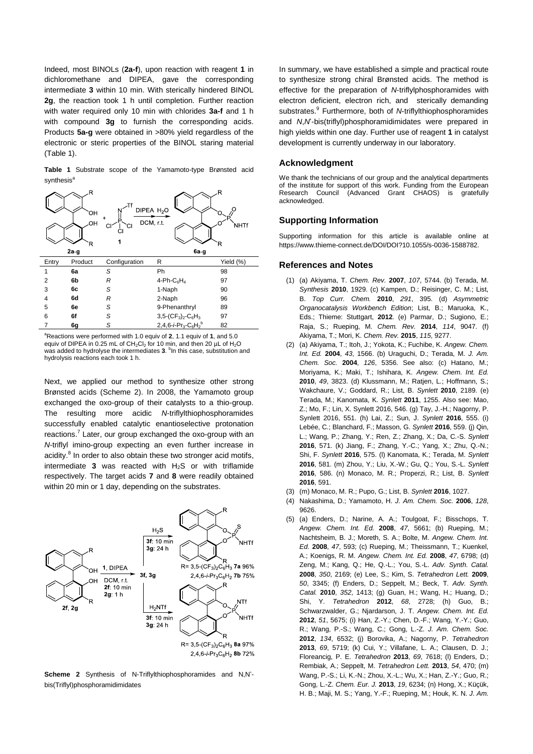Indeed, most BINOLs (**2a-f**), upon reaction with reagent **1** in dichloromethane and DIPEA, gave the corresponding intermediate **3** within 10 min. With sterically hindered BINOL **2g**, the reaction took 1 h until completion. Further reaction with water required only 10 min with chlorides **3a-f** and 1 h with compound **3g** to furnish the corresponding acids. Products **5a-g** were obtained in >80% yield regardless of the electronic or steric properties of the BINOL staring material (Table 1).

**Table 1** Substrate scope of the Yamamoto-type Brønsted acid synthesis[a]

| Entry | Product | Configuration | R | Yield (%) |
|---|---|---|---|---|
| 1 | **6a** | *S* | Ph | 98 |
| 2 | **6b** | *R* | 4-Ph-$C_6H_4$ | 97 |
| 3 | **6c** | *S* | 1-Naph | 90 |
| 4 | **6d** | *R* | 2-Naph | 96 |
| 5 | **6e** | *S* | 9-Phenanthryl | 89 |
| 6 | **6f** | *S* | 3,5-$(CF_3)_2$-$C_6H_3$ | 97 |
| 7 | **6g** | *S* | 2,4,6-*i*-$Pr_3$-$C_6H_2$[b] | 82 |

[a]Reactions were performed with 1.0 equiv of **2**, 1.1 equiv of **1**, and 5.0 equiv of DIPEA in 0.25 mL of $CH_2Cl_2$ for 10 min, and then 20 µL of $H_2O$ was added to hydrolyse the intermediates **3**. [b]In this case, substitution and hydrolysis reactions each took 1 h.

Next, we applied our method to synthesize other strong Brønsted acids (Scheme 2). In 2008, the Yamamoto group exchanged the oxo-group of their catalysts to a thio-group. The resulting more acidic *N*-triflylthiophosphoramides successfully enabled catalytic enantioselective protonation reactions.[7] Later, our group exchanged the oxo-group with an *N*-triflyl imino-group expecting an even further increase in acidity.[8] In order to also obtain these two stronger acid motifs, intermediate **3** was reacted with $H_2S$ or with triflamide respectively. The target acids **7** and **8** were readily obtained within 20 min or 1 day, depending on the substrates.

**Scheme 2** Synthesis of N-Triflylthiophosphoramides and N,N'-bis(Triflyl)phosphoramidimidates

In summary, we have established a simple and practical route to synthesize strong chiral Brønsted acids. The method is effective for the preparation of *N*-triflylphosphoramides with electron deficient, electron rich, and sterically demanding substrates.[9] Furthermore, both of *N*-triflylthiophosphoramides and *N*,*N*'-bis(triflyl)phosphoramidimidates were prepared in high yields within one day. Further use of reagent **1** in catalyst development is currently underway in our laboratory.

## Acknowledgment

We thank the technicians of our group and the analytical departments of the institute for support of this work. Funding from the European Research Council (Advanced Grant CHAOS) is gratefully acknowledged.

## Supporting Information

Supporting information for this article is available online at https://www.thieme-connect.de/DOI/DOI?10.1055/s-0036-1588782.

## References and Notes

(1) (a) Akiyama, T. *Chem. Rev.* **2007**, *107*, 5744. (b) Terada, M. *Synthesis* **2010**, 1929. (c) Kampen, D.; Reisinger, C. M.; List, B. *Top Curr. Chem.* **2010**, *291*, 395. (d) *Asymmetric Organocatalysis Workbench Edition*; List, B.; Maruoka, K., Eds.; Thieme: Stuttgart, **2012**. (e) Parmar, D.; Sugiono, E.; Raja, S.; Rueping, M. *Chem. Rev.* **2014**, *114*, 9047. (f) Akiyama, T.; Mori, K. *Chem. Rev.* **2015**, *115*, 9277.

(2) (a) Akiyama, T.; Itoh, J.; Yokota, K.; Fuchibe, K. *Angew. Chem. Int. Ed.* **2004**, *43*, 1566. (b) Uraguchi, D.; Terada, M. *J. Am. Chem. Soc.* **2004**, *126*, 5356. See also: (c) Hatano, M.; Moriyama, K.; Maki, T.; Ishihara, K. *Angew. Chem. Int. Ed.* **2010**, *49*, 3823. (d) Klussmann, M.; Ratjen, L.; Hoffmann, S.; Wakchaure, V.; Goddard, R.; List, B. *Synlett* **2010**, 2189. (e) Terada, M.; Kanomata, K. *Synlett* **2011**, 1255. Also see: Mao, Z.; Mo, F.; Lin, X. Synlett 2016, 546. (g) Tay, J.-H.; Nagorny, P. Synlett 2016, 551. (h) Lai, Z.; Sun, J. *Synlett* **2016**, 555. (i) Lebée, C.; Blanchard, F.; Masson, G. *Synlett* **2016**, 559. (j) Qin, L.; Wang, P.; Zhang, Y.; Ren, Z.; Zhang, X.; Da, C.-S. *Synlett* **2016**, 571. (k) Jiang, F.; Zhang, Y.-C.; Yang, X.; Zhu, Q.-N.; Shi, F. *Synlett* **2016**, 575. (l) Kanomata, K.; Terada, M. *Synlett* **2016**, 581. (m) Zhou, Y.; Liu, X.-W.; Gu, Q.; You, S.-L. *Synlett* **2016**, 586. (n) Monaco, M. R.; Properzi, R.; List, B. *Synlett* **2016**, 591.

(3) (m) Monaco, M. R.; Pupo, G.; List, B. *Synlett* **2016**, 1027.

(4) Nakashima, D.; Yamamoto, H. *J. Am. Chem. Soc.* **2006**, *128*, 9626.

(5) (a) Enders, D.; Narine, A. A.; Toulgoat, F.; Bisschops, T. *Angew. Chem. Int. Ed.* **2008**, *47*, 5661; (b) Rueping, M.; Nachtsheim, B. J.; Moreth, S. A.; Bolte, M. *Angew. Chem. Int. Ed.* **2008**, *47*, 593; (c) Rueping, M.; Theissmann, T.; Kuenkel, A.; Koenigs, R. M. *Angew. Chem. Int. Ed.* **2008**, *47*, 6798; (d) Zeng, M.; Kang, Q.; He, Q.-L.; You, S.-L. *Adv. Synth. Catal.* **2008**, *350*, 2169; (e) Lee, S.; Kim, S. *Tetrahedron Lett.* **2009**, *50*, 3345; (f) Enders, D.; Seppelt, M.; Beck, T. *Adv. Synth. Catal.* **2010**, *352*, 1413; (g) Guan, H.; Wang, H.; Huang, D.; Shi, Y. *Tetrahedron* **2012**, *68*, 2728; (h) Guo, B.; Schwarzwalder, G.; Njardarson, J. T. *Angew. Chem. Int. Ed.* **2012**, *51*, 5675; (i) Han, Z.-Y.; Chen, D.-F.; Wang, Y.-Y.; Guo, R.; Wang, P.-S.; Wang, C.; Gong, L.-Z. *J. Am. Chem. Soc.* **2012**, *134*, 6532; (j) Borovika, A.; Nagorny, P. *Tetrahedron* **2013**, *69*, 5719; (k) Cui, Y.; Villafane, L. A.; Clausen, D. J.; Floreancig, P. E. *Tetrahedron* **2013**, *69*, 7618; (l) Enders, D.; Rembiak, A.; Seppelt, M. *Tetrahedron Lett.* **2013**, *54*, 470; (m) Wang, P.-S.; Li, K.-N.; Zhou, X.-L.; Wu, X.; Han, Z.-Y.; Guo, R.; Gong, L.-Z. *Chem. Eur. J.* **2013**, *19*, 6234; (n) Hong, X.; Küçük, H. B.; Maji, M. S.; Yang, Y.-F.; Rueping, M.; Houk, K. N. *J. Am.*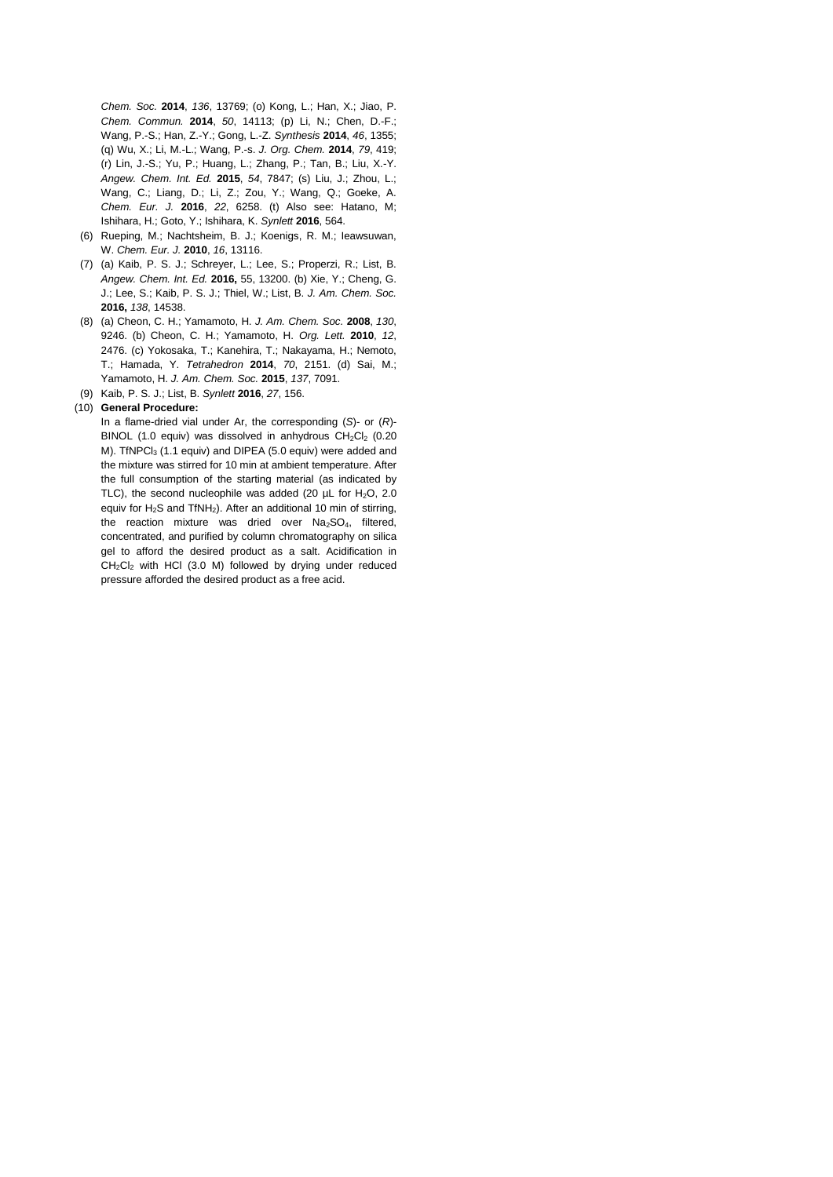*Chem. Soc.* **2014**, *136*, 13769; (o) Kong, L.; Han, X.; Jiao, P. *Chem. Commun.* **2014**, *50*, 14113; (p) Li, N.; Chen, D.-F.; Wang, P.-S.; Han, Z.-Y.; Gong, L.-Z. *Synthesis* **2014**, *46*, 1355; (q) Wu, X.; Li, M.-L.; Wang, P.-s. *J. Org. Chem.* **2014**, *79*, 419; (r) Lin, J.-S.; Yu, P.; Huang, L.; Zhang, P.; Tan, B.; Liu, X.-Y. *Angew. Chem. Int. Ed.* **2015**, *54*, 7847; (s) Liu, J.; Zhou, L.; Wang, C.; Liang, D.; Li, Z.; Zou, Y.; Wang, Q.; Goeke, A. *Chem. Eur. J.* **2016**, *22*, 6258. (t) Also see: Hatano, M; Ishihara, H.; Goto, Y.; Ishihara, K. *Synlett* **2016**, 564.

(6) Rueping, M.; Nachtsheim, B. J.; Koenigs, R. M.; Ieawsuwan, W. *Chem. Eur. J.* **2010**, *16*, 13116.

(7) (a) Kaib, P. S. J.; Schreyer, L.; Lee, S.; Properzi, R.; List, B. *Angew. Chem. Int. Ed.* **2016,** 55, 13200. (b) Xie, Y.; Cheng, G. J.; Lee, S.; Kaib, P. S. J.; Thiel, W.; List, B. *J. Am. Chem. Soc.* **2016,** *138*, 14538.

(8) (a) Cheon, C. H.; Yamamoto, H. *J. Am. Chem. Soc.* **2008**, *130*, 9246. (b) Cheon, C. H.; Yamamoto, H. *Org. Lett.* **2010**, *12*, 2476. (c) Yokosaka, T.; Kanehira, T.; Nakayama, H.; Nemoto, T.; Hamada, Y. *Tetrahedron* **2014**, *70*, 2151. (d) Sai, M.; Yamamoto, H. *J. Am. Chem. Soc.* **2015**, *137*, 7091.

(9) Kaib, P. S. J.; List, B. *Synlett* **2016**, *27*, 156.

(10) **General Procedure:**

In a flame-dried vial under Ar, the corresponding (*S*)- or (*R*)-BINOL (1.0 equiv) was dissolved in anhydrous $CH_2Cl_2$ (0.20 M). $TfNPCl_3$ (1.1 equiv) and DIPEA (5.0 equiv) were added and the mixture was stirred for 10 min at ambient temperature. After the full consumption of the starting material (as indicated by TLC), the second nucleophile was added (20 µL for $H_2O$, 2.0 equiv for $H_2S$ and $TfNH_2$). After an additional 10 min of stirring, the reaction mixture was dried over $Na_2SO_4$, filtered, concentrated, and purified by column chromatography on silica gel to afford the desired product as a salt. Acidification in $CH_2Cl_2$ with HCl (3.0 M) followed by drying under reduced pressure afforded the desired product as a free acid.